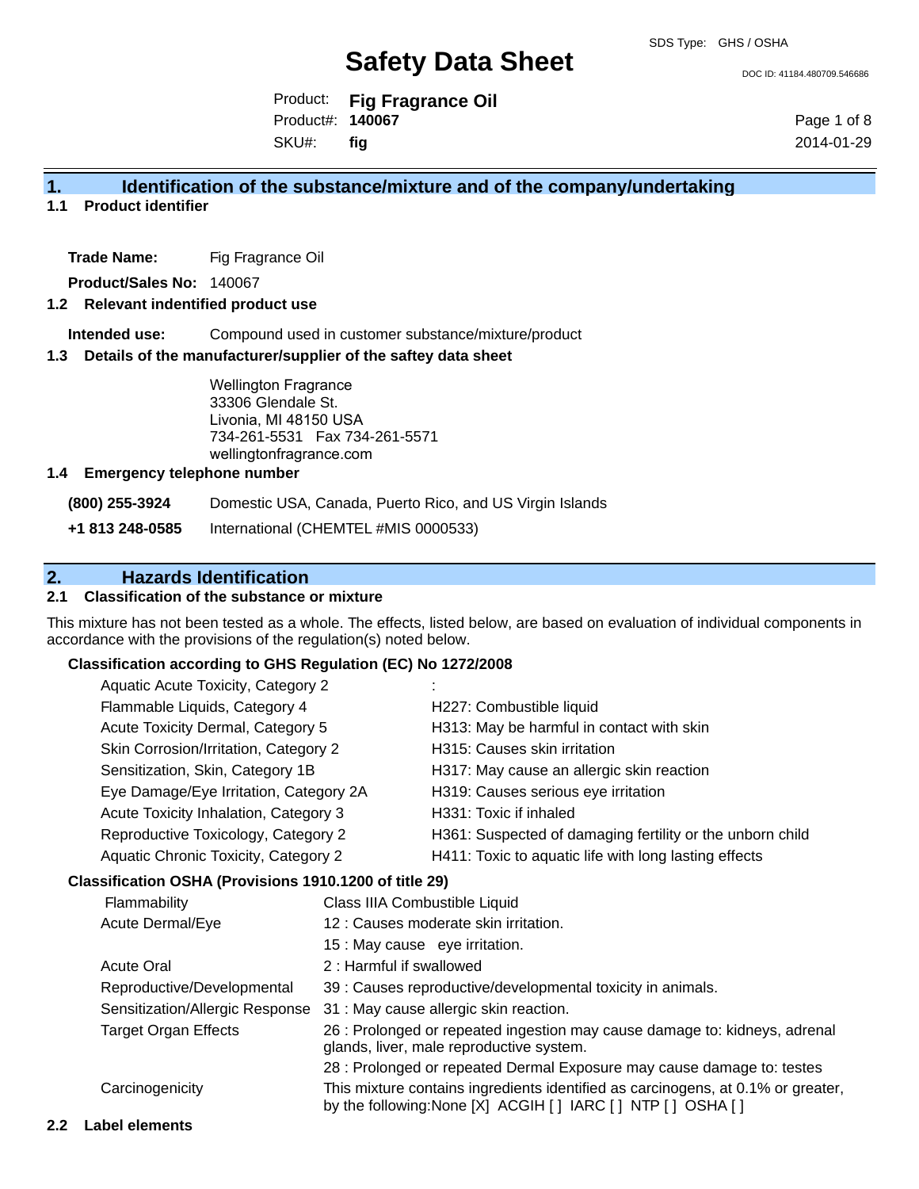SDS Type: GHS / OSHA

# Safety Data Sheet

DOC ID: 41184.480709.546686

Product: **Fig Fragrance Oil**
Product#: **140067**
SKU#: **fig**

2014-01-29

## 1. Identification of the substance/mixture and of the company/undertaking

### 1.1 Product identifier

**Trade Name:** Fig Fragrance Oil

**Product/Sales No:** 140067

### 1.2 Relevant indentified product use

**Intended use:** Compound used in customer substance/mixture/product

### 1.3 Details of the manufacturer/supplier of the saftey data sheet

Wellington Fragrance
33306 Glendale St.
Livonia, MI 48150 USA
734-261-5531 Fax 734-261-5571
wellingtonfragrance.com

### 1.4 Emergency telephone number

| | |
|---|---|
| **(800) 255-3924** | Domestic USA, Canada, Puerto Rico, and US Virgin Islands |
| **+1 813 248-0585** | International (CHEMTEL #MIS 0000533) |

## 2. Hazards Identification

### 2.1 Classification of the substance or mixture

This mixture has not been tested as a whole. The effects, listed below, are based on evaluation of individual components in accordance with the provisions of the regulation(s) noted below.

**Classification according to GHS Regulation (EC) No 1272/2008**

| | |
|---|---|
| Aquatic Acute Toxicity, Category 2 | : |
| Flammable Liquids, Category 4 | H227: Combustible liquid |
| Acute Toxicity Dermal, Category 5 | H313: May be harmful in contact with skin |
| Skin Corrosion/Irritation, Category 2 | H315: Causes skin irritation |
| Sensitization, Skin, Category 1B | H317: May cause an allergic skin reaction |
| Eye Damage/Eye Irritation, Category 2A | H319: Causes serious eye irritation |
| Acute Toxicity Inhalation, Category 3 | H331: Toxic if inhaled |
| Reproductive Toxicology, Category 2 | H361: Suspected of damaging fertility or the unborn child |
| Aquatic Chronic Toxicity, Category 2 | H411: Toxic to aquatic life with long lasting effects |

**Classification OSHA (Provisions 1910.1200 of title 29)**

| | |
|---|---|
| Flammability | Class IIIA Combustible Liquid |
| Acute Dermal/Eye | 12 : Causes moderate skin irritation. |
| | 15 : May cause eye irritation. |
| Acute Oral | 2 : Harmful if swallowed |
| Reproductive/Developmental | 39 : Causes reproductive/developmental toxicity in animals. |
| Sensitization/Allergic Response | 31 : May cause allergic skin reaction. |
| Target Organ Effects | 26 : Prolonged or repeated ingestion may cause damage to: kidneys, adrenal glands, liver, male reproductive system. |
| | 28 : Prolonged or repeated Dermal Exposure may cause damage to: testes |
| Carcinogenicity | This mixture contains ingredients identified as carcinogens, at 0.1% or greater, by the following:None [X] ACGIH [ ] IARC [ ] NTP [ ] OSHA [ ] |

### 2.2 Label elements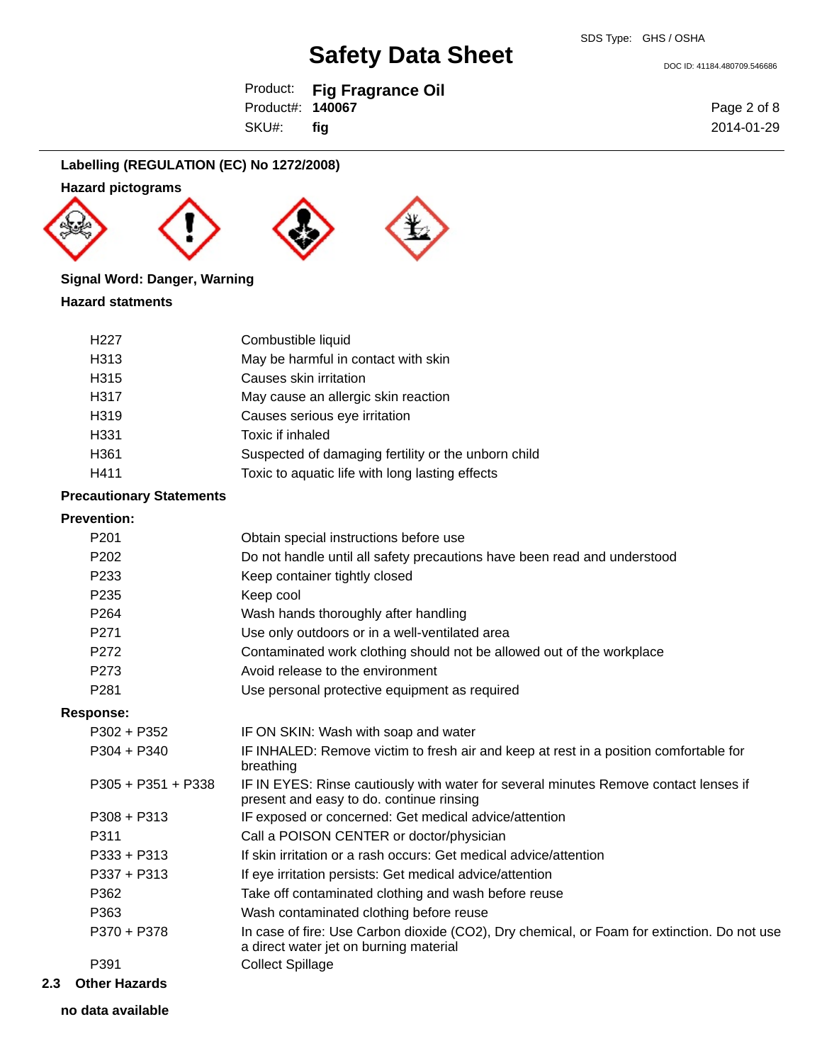## Labelling (REGULATION (EC) No 1272/2008)

**Hazard pictograms**

**Signal Word: Danger, Warning**

**Hazard statments**

| | |
|---|---|
| H227 | Combustible liquid |
| H313 | May be harmful in contact with skin |
| H315 | Causes skin irritation |
| H317 | May cause an allergic skin reaction |
| H319 | Causes serious eye irritation |
| H331 | Toxic if inhaled |
| H361 | Suspected of damaging fertility or the unborn child |
| H411 | Toxic to aquatic life with long lasting effects |

**Precautionary Statements**

**Prevention:**

| | |
|---|---|
| P201 | Obtain special instructions before use |
| P202 | Do not handle until all safety precautions have been read and understood |
| P233 | Keep container tightly closed |
| P235 | Keep cool |
| P264 | Wash hands thoroughly after handling |
| P271 | Use only outdoors or in a well-ventilated area |
| P272 | Contaminated work clothing should not be allowed out of the workplace |
| P273 | Avoid release to the environment |
| P281 | Use personal protective equipment as required |

**Response:**

| | |
|---|---|
| P302 + P352 | IF ON SKIN: Wash with soap and water |
| P304 + P340 | IF INHALED: Remove victim to fresh air and keep at rest in a position comfortable for breathing |
| P305 + P351 + P338 | IF IN EYES: Rinse cautiously with water for several minutes Remove contact lenses if present and easy to do. continue rinsing |
| P308 + P313 | IF exposed or concerned: Get medical advice/attention |
| P311 | Call a POISON CENTER or doctor/physician |
| P333 + P313 | If skin irritation or a rash occurs: Get medical advice/attention |
| P337 + P313 | If eye irritation persists: Get medical advice/attention |
| P362 | Take off contaminated clothing and wash before reuse |
| P363 | Wash contaminated clothing before reuse |
| P370 + P378 | In case of fire: Use Carbon dioxide ($CO_2$), Dry chemical, or Foam for extinction. Do not use a direct water jet on burning material |
| P391 | Collect Spillage |

## 2.3 Other Hazards

**no data available**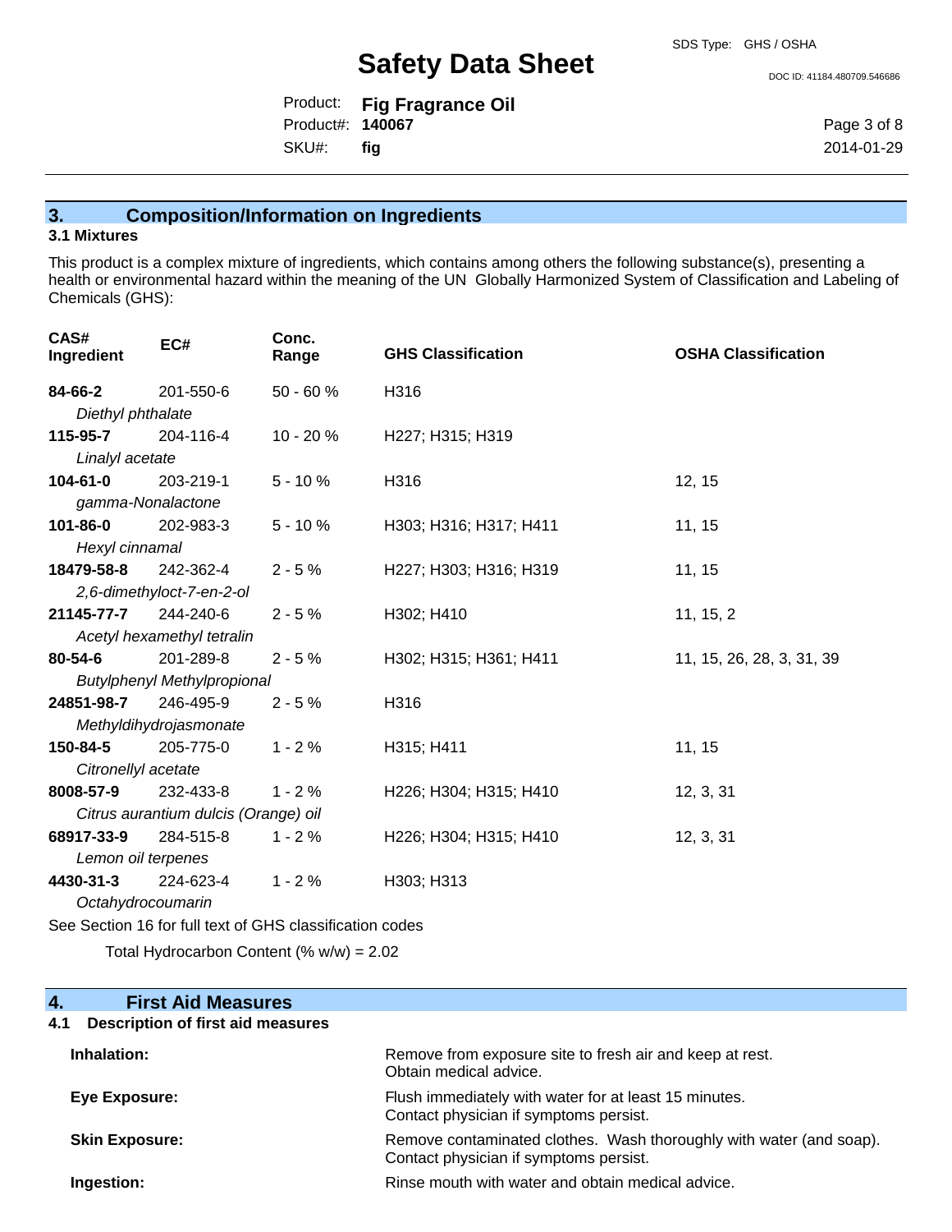## 3. Composition/Information on Ingredients

### 3.1 Mixtures

This product is a complex mixture of ingredients, which contains among others the following substance(s), presenting a health or environmental hazard within the meaning of the UN Globally Harmonized System of Classification and Labeling of Chemicals (GHS):

| CAS# Ingredient | EC# | Conc. Range | GHS Classification | OSHA Classification |
|---|---|---|---|---|
| **84-66-2** *Diethyl phthalate* | 201-550-6 | 50 - 60 % | H316 | |
| **115-95-7** *Linalyl acetate* | 204-116-4 | 10 - 20 % | H227; H315; H319 | |
| **104-61-0** *gamma-Nonalactone* | 203-219-1 | 5 - 10 % | H316 | 12, 15 |
| **101-86-0** *Hexyl cinnamal* | 202-983-3 | 5 - 10 % | H303; H316; H317; H411 | 11, 15 |
| **18479-58-8** *2,6-dimethyloct-7-en-2-ol* | 242-362-4 | 2 - 5 % | H227; H303; H316; H319 | 11, 15 |
| **21145-77-7** *Acetyl hexamethyl tetralin* | 244-240-6 | 2 - 5 % | H302; H410 | 11, 15, 2 |
| **80-54-6** *Butylphenyl Methylpropional* | 201-289-8 | 2 - 5 % | H302; H315; H361; H411 | 11, 15, 26, 28, 3, 31, 39 |
| **24851-98-7** *Methyldihydrojasmonate* | 246-495-9 | 2 - 5 % | H316 | |
| **150-84-5** *Citronellyl acetate* | 205-775-0 | 1 - 2 % | H315; H411 | 11, 15 |
| **8008-57-9** *Citrus aurantium dulcis (Orange) oil* | 232-433-8 | 1 - 2 % | H226; H304; H315; H410 | 12, 3, 31 |
| **68917-33-9** *Lemon oil terpenes* | 284-515-8 | 1 - 2 % | H226; H304; H315; H410 | 12, 3, 31 |
| **4430-31-3** *Octahydrocoumarin* | 224-623-4 | 1 - 2 % | H303; H313 | |

See Section 16 for full text of GHS classification codes

Total Hydrocarbon Content (% w/w) = 2.02

## 4. First Aid Measures

### 4.1 Description of first aid measures

**Inhalation:** Remove from exposure site to fresh air and keep at rest. Obtain medical advice.

**Eye Exposure:** Flush immediately with water for at least 15 minutes. Contact physician if symptoms persist.

**Skin Exposure:** Remove contaminated clothes. Wash thoroughly with water (and soap). Contact physician if symptoms persist.

**Ingestion:** Rinse mouth with water and obtain medical advice.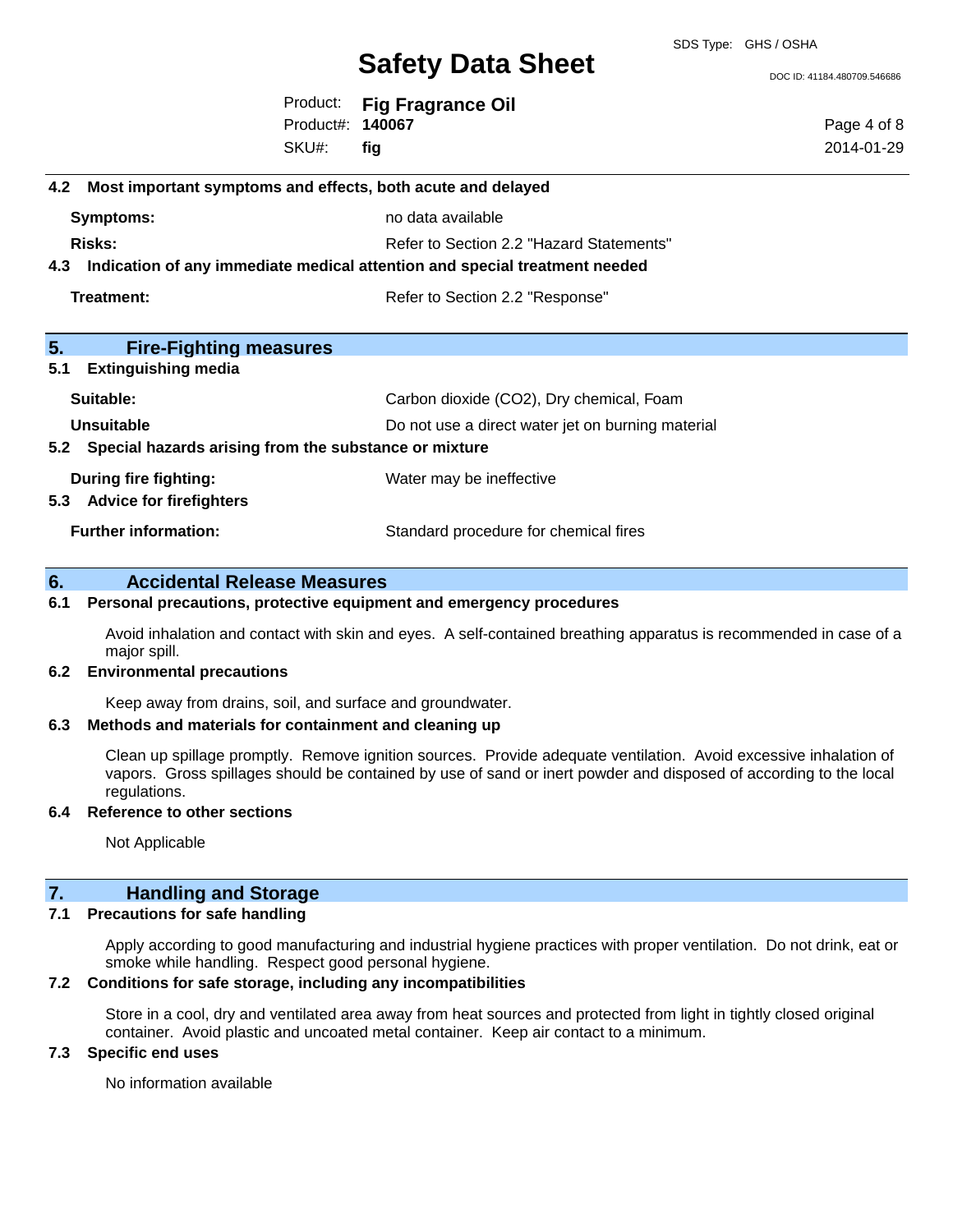### 4.2 Most important symptoms and effects, both acute and delayed

| | |
|---|---|
| **Symptoms:** | no data available |
| **Risks:** | Refer to Section 2.2 "Hazard Statements" |

### 4.3 Indication of any immediate medical attention and special treatment needed

| | |
|---|---|
| **Treatment:** | Refer to Section 2.2 "Response" |

## 5. Fire-Fighting measures

### 5.1 Extinguishing media

| | |
|---|---|
| **Suitable:** | Carbon dioxide ($CO_2$), Dry chemical, Foam |
| **Unsuitable** | Do not use a direct water jet on burning material |

### 5.2 Special hazards arising from the substance or mixture

| | |
|---|---|
| **During fire fighting:** | Water may be ineffective |

### 5.3 Advice for firefighters

| | |
|---|---|
| **Further information:** | Standard procedure for chemical fires |

## 6. Accidental Release Measures

### 6.1 Personal precautions, protective equipment and emergency procedures

Avoid inhalation and contact with skin and eyes. A self-contained breathing apparatus is recommended in case of a major spill.

### 6.2 Environmental precautions

Keep away from drains, soil, and surface and groundwater.

### 6.3 Methods and materials for containment and cleaning up

Clean up spillage promptly. Remove ignition sources. Provide adequate ventilation. Avoid excessive inhalation of vapors. Gross spillages should be contained by use of sand or inert powder and disposed of according to the local regulations.

### 6.4 Reference to other sections

Not Applicable

## 7. Handling and Storage

### 7.1 Precautions for safe handling

Apply according to good manufacturing and industrial hygiene practices with proper ventilation. Do not drink, eat or smoke while handling. Respect good personal hygiene.

### 7.2 Conditions for safe storage, including any incompatibilities

Store in a cool, dry and ventilated area away from heat sources and protected from light in tightly closed original container. Avoid plastic and uncoated metal container. Keep air contact to a minimum.

### 7.3 Specific end uses

No information available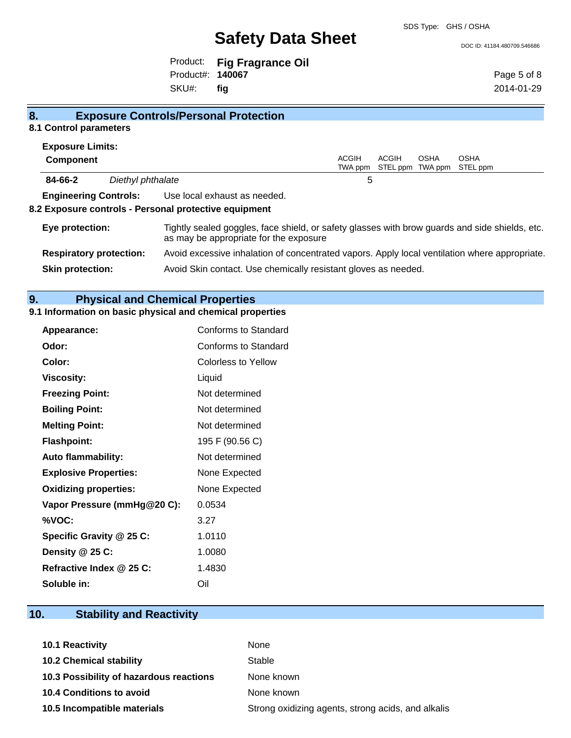## 8. Exposure Controls/Personal Protection

### 8.1 Control parameters

**Exposure Limits:**

| Component | | ACGIH TWA ppm | ACGIH STEL ppm | OSHA TWA ppm | OSHA STEL ppm |
|---|---|---|---|---|---|
| 84-66-2 | *Diethyl phthalate* | 5 | | | |

**Engineering Controls:** Use local exhaust as needed.

### 8.2 Exposure controls - Personal protective equipment

**Eye protection:** Tightly sealed goggles, face shield, or safety glasses with brow guards and side shields, etc. as may be appropriate for the exposure

**Respiratory protection:** Avoid excessive inhalation of concentrated vapors. Apply local ventilation where appropriate.

**Skin protection:** Avoid Skin contact. Use chemically resistant gloves as needed.

## 9. Physical and Chemical Properties

### 9.1 Information on basic physical and chemical properties

| | |
|---|---|
| **Appearance:** | Conforms to Standard |
| **Odor:** | Conforms to Standard |
| **Color:** | Colorless to Yellow |
| **Viscosity:** | Liquid |
| **Freezing Point:** | Not determined |
| **Boiling Point:** | Not determined |
| **Melting Point:** | Not determined |
| **Flashpoint:** | 195 F (90.56 C) |
| **Auto flammability:** | Not determined |
| **Explosive Properties:** | None Expected |
| **Oxidizing properties:** | None Expected |
| **Vapor Pressure (mmHg@20 C):** | 0.0534 |
| **%VOC:** | 3.27 |
| **Specific Gravity @ 25 C:** | 1.0110 |
| **Density @ 25 C:** | 1.0080 |
| **Refractive Index @ 25 C:** | 1.4830 |
| **Soluble in:** | Oil |

## 10. Stability and Reactivity

| | |
|---|---|
| **10.1 Reactivity** | None |
| **10.2 Chemical stability** | Stable |
| **10.3 Possibility of hazardous reactions** | None known |
| **10.4 Conditions to avoid** | None known |
| **10.5 Incompatible materials** | Strong oxidizing agents, strong acids, and alkalis |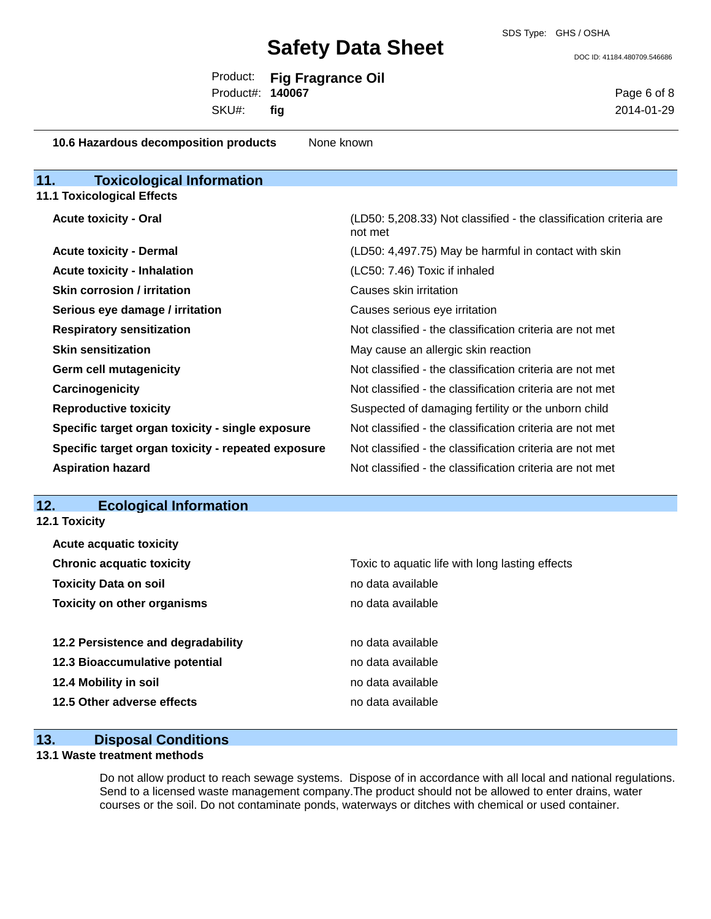| | |
|---|---|
| **10.6 Hazardous decomposition products** | None known |

## 11. Toxicological Information

### 11.1 Toxicological Effects

| | |
|---|---|
| **Acute toxicity - Oral** | (LD50: 5,208.33) Not classified - the classification criteria are not met |
| **Acute toxicity - Dermal** | (LD50: 4,497.75) May be harmful in contact with skin |
| **Acute toxicity - Inhalation** | (LC50: 7.46) Toxic if inhaled |
| **Skin corrosion / irritation** | Causes skin irritation |
| **Serious eye damage / irritation** | Causes serious eye irritation |
| **Respiratory sensitization** | Not classified - the classification criteria are not met |
| **Skin sensitization** | May cause an allergic skin reaction |
| **Germ cell mutagenicity** | Not classified - the classification criteria are not met |
| **Carcinogenicity** | Not classified - the classification criteria are not met |
| **Reproductive toxicity** | Suspected of damaging fertility or the unborn child |
| **Specific target organ toxicity - single exposure** | Not classified - the classification criteria are not met |
| **Specific target organ toxicity - repeated exposure** | Not classified - the classification criteria are not met |
| **Aspiration hazard** | Not classified - the classification criteria are not met |

## 12. Ecological Information

### 12.1 Toxicity

| | |
|---|---|
| **Acute acquatic toxicity** | |
| **Chronic acquatic toxicity** | Toxic to aquatic life with long lasting effects |
| **Toxicity Data on soil** | no data available |
| **Toxicity on other organisms** | no data available |

| | |
|---|---|
| **12.2 Persistence and degradability** | no data available |
| **12.3 Bioaccumulative potential** | no data available |
| **12.4 Mobility in soil** | no data available |
| **12.5 Other adverse effects** | no data available |

## 13. Disposal Conditions

### 13.1 Waste treatment methods

Do not allow product to reach sewage systems. Dispose of in accordance with all local and national regulations. Send to a licensed waste management company.The product should not be allowed to enter drains, water courses or the soil. Do not contaminate ponds, waterways or ditches with chemical or used container.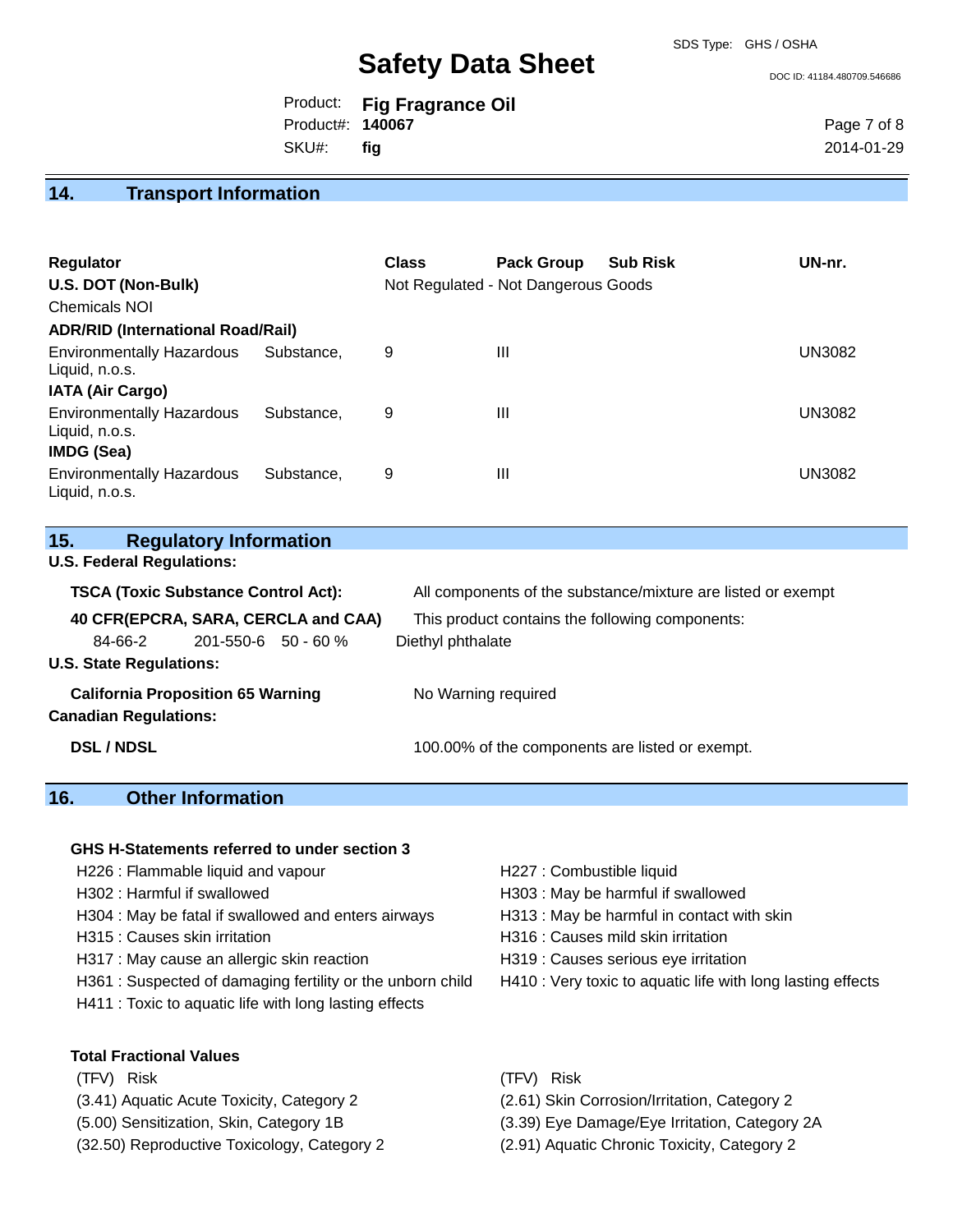## 14. Transport Information

| Regulator | Class | Pack Group | Sub Risk | UN-nr. |
|---|---|---|---|---|
| **U.S. DOT (Non-Bulk)** | Not Regulated - Not Dangerous Goods | | | |
| Chemicals NOI | | | | |
| **ADR/RID (International Road/Rail)** | | | | |
| Environmentally Hazardous Substance, Liquid, n.o.s. | 9 | III | | UN3082 |
| **IATA (Air Cargo)** | | | | |
| Environmentally Hazardous Substance, Liquid, n.o.s. | 9 | III | | UN3082 |
| **IMDG (Sea)** | | | | |
| Environmentally Hazardous Substance, Liquid, n.o.s. | 9 | III | | UN3082 |

## 15. Regulatory Information

**U.S. Federal Regulations:**

**TSCA (Toxic Substance Control Act):** All components of the substance/mixture are listed or exempt

**40 CFR(EPCRA, SARA, CERCLA and CAA)** This product contains the following components:

| 84-66-2 | 201-550-6 | 50 - 60 % | Diethyl phthalate |
|---|---|---|---|

**U.S. State Regulations:**

**California Proposition 65 Warning** No Warning required

**Canadian Regulations:**

**DSL / NDSL** 100.00% of the components are listed or exempt.

## 16. Other Information

**GHS H-Statements referred to under section 3**

H226 : Flammable liquid and vapour
H227 : Combustible liquid
H302 : Harmful if swallowed
H303 : May be harmful if swallowed
H304 : May be fatal if swallowed and enters airways
H313 : May be harmful in contact with skin
H315 : Causes skin irritation
H316 : Causes mild skin irritation
H317 : May cause an allergic skin reaction
H319 : Causes serious eye irritation
H361 : Suspected of damaging fertility or the unborn child
H410 : Very toxic to aquatic life with long lasting effects
H411 : Toxic to aquatic life with long lasting effects

**Total Fractional Values**

| (TFV) Risk | (TFV) Risk |
|---|---|
| (3.41) Aquatic Acute Toxicity, Category 2 | (2.61) Skin Corrosion/Irritation, Category 2 |
| (5.00) Sensitization, Skin, Category 1B | (3.39) Eye Damage/Eye Irritation, Category 2A |
| (32.50) Reproductive Toxicology, Category 2 | (2.91) Aquatic Chronic Toxicity, Category 2 |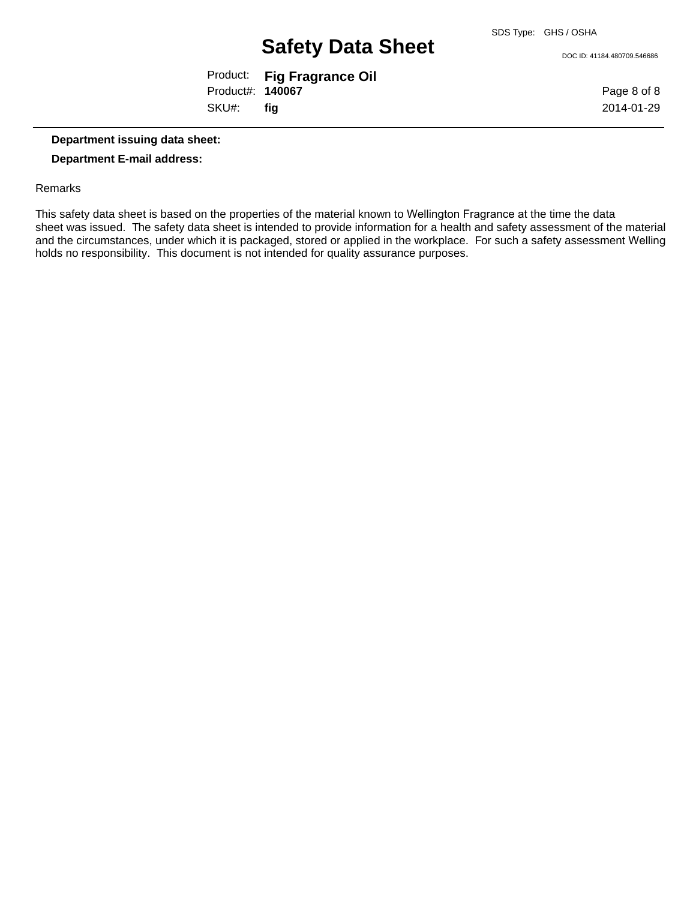**Department issuing data sheet:**

**Department E-mail address:**

Remarks

This safety data sheet is based on the properties of the material known to Wellington Fragrance at the time the data sheet was issued. The safety data sheet is intended to provide information for a health and safety assessment of the material and the circumstances, under which it is packaged, stored or applied in the workplace. For such a safety assessment Welling holds no responsibility. This document is not intended for quality assurance purposes.